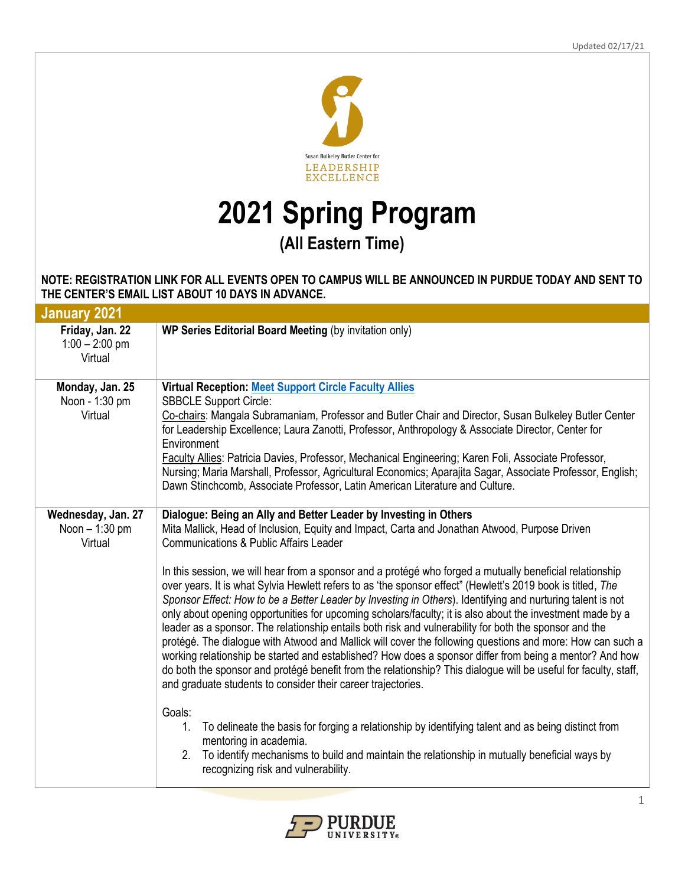Updated 02/17/21

Susan Bulkeley Butler Center for LEADERSHIP EXCELLENCE

# 2021 Spring Program

## (All Eastern Time)

**NOTE: REGISTRATION LINK FOR ALL EVENTS OPEN TO CAMPUS WILL BE ANNOUNCED IN PURDUE TODAY AND SENT TO THE CENTER'S EMAIL LIST ABOUT 10 DAYS IN ADVANCE.**

| January 2021 | |
|---|---|
| **Friday, Jan. 22**<br>1:00 – 2:00 pm<br>Virtual | **WP Series Editorial Board Meeting** (by invitation only) |
| **Monday, Jan. 25**<br>Noon - 1:30 pm<br>Virtual | **Virtual Reception: Meet Support Circle Faculty Allies**<br>SBBCLE Support Circle:<br>Co-chairs: Mangala Subramaniam, Professor and Butler Chair and Director, Susan Bulkeley Butler Center for Leadership Excellence; Laura Zanotti, Professor, Anthropology & Associate Director, Center for Environment<br>Faculty Allies: Patricia Davies, Professor, Mechanical Engineering; Karen Foli, Associate Professor, Nursing; Maria Marshall, Professor, Agricultural Economics; Aparajita Sagar, Associate Professor, English; Dawn Stinchcomb, Associate Professor, Latin American Literature and Culture. |
| **Wednesday, Jan. 27**<br>Noon – 1:30 pm<br>Virtual | **Dialogue: Being an Ally and Better Leader by Investing in Others**<br>Mita Mallick, Head of Inclusion, Equity and Impact, Carta and Jonathan Atwood, Purpose Driven Communications & Public Affairs Leader<br><br>In this session, we will hear from a sponsor and a protégé who forged a mutually beneficial relationship over years. It is what Sylvia Hewlett refers to as 'the sponsor effect' (Hewlett's 2019 book is titled, *The Sponsor Effect: How to be a Better Leader by Investing in Others*). Identifying and nurturing talent is not only about opening opportunities for upcoming scholars/faculty; it is also about the investment made by a leader as a sponsor. The relationship entails both risk and vulnerability for both the sponsor and the protégé. The dialogue with Atwood and Mallick will cover the following questions and more: How can such a working relationship be started and established? How does a sponsor differ from being a mentor? And how do both the sponsor and protégé benefit from the relationship? This dialogue will be useful for faculty, staff, and graduate students to consider their career trajectories.<br><br>Goals:<br>1. To delineate the basis for forging a relationship by identifying talent and as being distinct from mentoring in academia.<br>2. To identify mechanisms to build and maintain the relationship in mutually beneficial ways by recognizing risk and vulnerability. |

PURDUE UNIVERSITY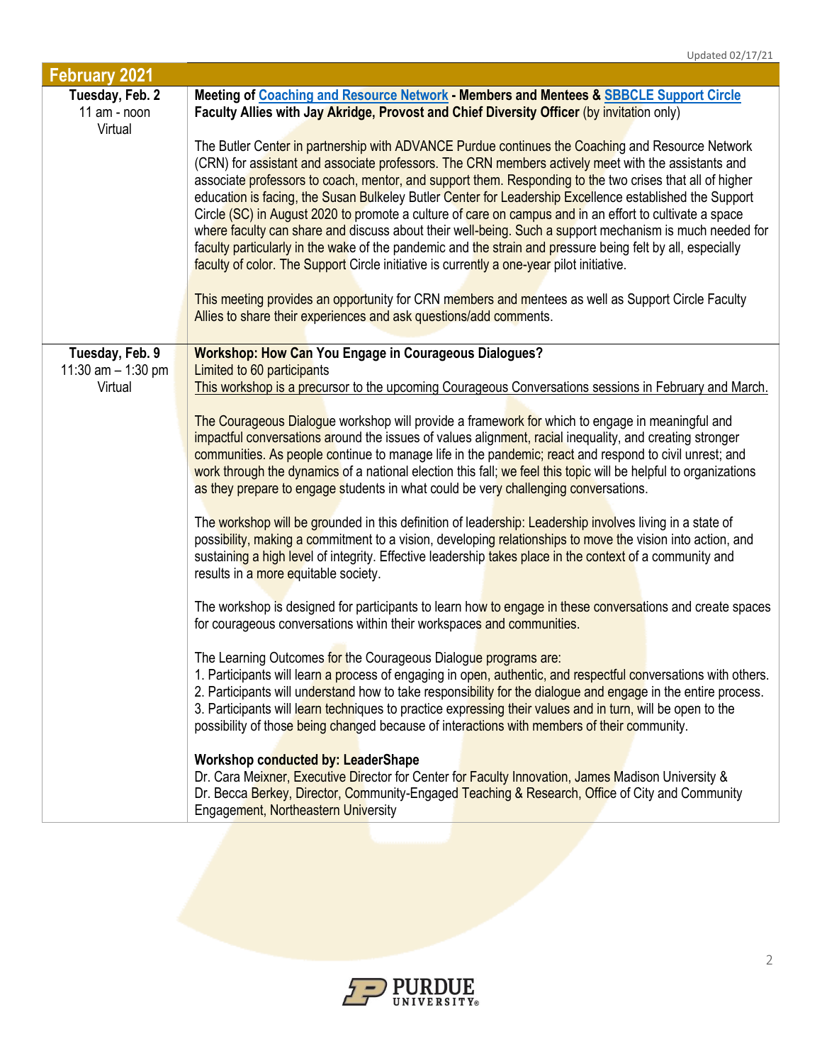| February 2021 | |
|---|---|
| **Tuesday, Feb. 2**<br>11 am - noon<br>Virtual | **Meeting of Coaching and Resource Network - Members and Mentees & SBBCLE Support Circle Faculty Allies with Jay Akridge, Provost and Chief Diversity Officer** (by invitation only)<br><br>The Butler Center in partnership with ADVANCE Purdue continues the Coaching and Resource Network (CRN) for assistant and associate professors. The CRN members actively meet with the assistants and associate professors to coach, mentor, and support them. Responding to the two crises that all of higher education is facing, the Susan Bulkeley Butler Center for Leadership Excellence established the Support Circle (SC) in August 2020 to promote a culture of care on campus and in an effort to cultivate a space where faculty can share and discuss about their well-being. Such a support mechanism is much needed for faculty particularly in the wake of the pandemic and the strain and pressure being felt by all, especially faculty of color. The Support Circle initiative is currently a one-year pilot initiative.<br><br>This meeting provides an opportunity for CRN members and mentees as well as Support Circle Faculty Allies to share their experiences and ask questions/add comments. |
| **Tuesday, Feb. 9**<br>11:30 am – 1:30 pm<br>Virtual | **Workshop: How Can You Engage in Courageous Dialogues?**<br>Limited to 60 participants<br>This workshop is a precursor to the upcoming Courageous Conversations sessions in February and March.<br><br>The Courageous Dialogue workshop will provide a framework for which to engage in meaningful and impactful conversations around the issues of values alignment, racial inequality, and creating stronger communities. As people continue to manage life in the pandemic; react and respond to civil unrest; and work through the dynamics of a national election this fall; we feel this topic will be helpful to organizations as they prepare to engage students in what could be very challenging conversations.<br><br>The workshop will be grounded in this definition of leadership: Leadership involves living in a state of possibility, making a commitment to a vision, developing relationships to move the vision into action, and sustaining a high level of integrity. Effective leadership takes place in the context of a community and results in a more equitable society.<br><br>The workshop is designed for participants to learn how to engage in these conversations and create spaces for courageous conversations within their workspaces and communities.<br><br>The Learning Outcomes for the Courageous Dialogue programs are:<br>1. Participants will learn a process of engaging in open, authentic, and respectful conversations with others.<br>2. Participants will understand how to take responsibility for the dialogue and engage in the entire process.<br>3. Participants will learn techniques to practice expressing their values and in turn, will be open to the possibility of those being changed because of interactions with members of their community.<br><br>**Workshop conducted by: LeaderShape**<br>Dr. Cara Meixner, Executive Director for Center for Faculty Innovation, James Madison University &<br>Dr. Becca Berkey, Director, Community-Engaged Teaching & Research, Office of City and Community Engagement, Northeastern University |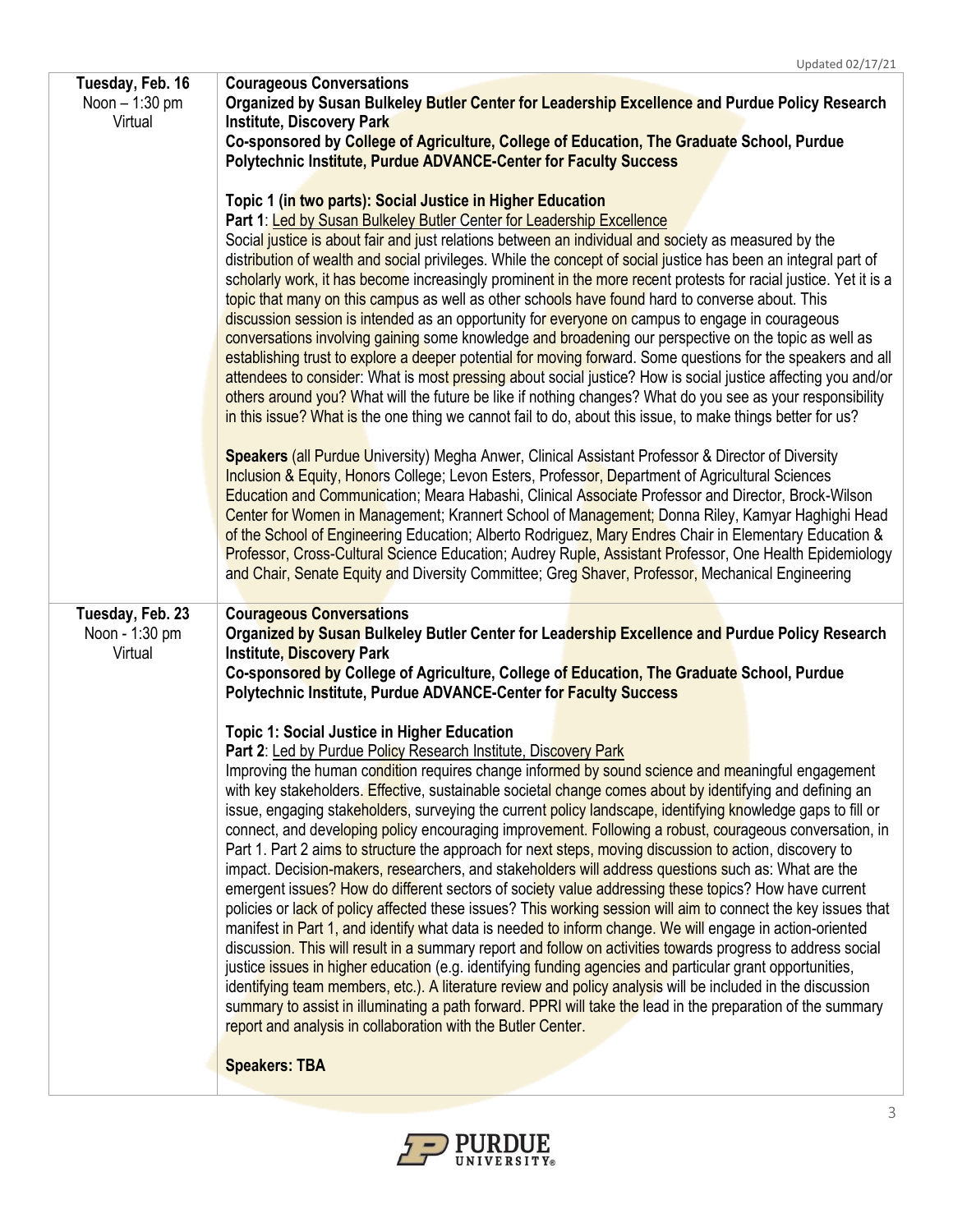| | |
|---|---|
| **Tuesday, Feb. 16**<br>Noon – 1:30 pm<br>Virtual | **Courageous Conversations**<br>**Organized by Susan Bulkeley Butler Center for Leadership Excellence and Purdue Policy Research Institute, Discovery Park**<br>**Co-sponsored by College of Agriculture, College of Education, The Graduate School, Purdue Polytechnic Institute, Purdue ADVANCE-Center for Faculty Success**<br><br>**Topic 1 (in two parts): Social Justice in Higher Education**<br>**Part 1**: Led by Susan Bulkeley Butler Center for Leadership Excellence<br>Social justice is about fair and just relations between an individual and society as measured by the distribution of wealth and social privileges. While the concept of social justice has been an integral part of scholarly work, it has become increasingly prominent in the more recent protests for racial justice. Yet it is a topic that many on this campus as well as other schools have found hard to converse about. This discussion session is intended as an opportunity for everyone on campus to engage in courageous conversations involving gaining some knowledge and broadening our perspective on the topic as well as establishing trust to explore a deeper potential for moving forward. Some questions for the speakers and all attendees to consider: What is most pressing about social justice? How is social justice affecting you and/or others around you? What will the future be like if nothing changes? What do you see as your responsibility in this issue? What is the one thing we cannot fail to do, about this issue, to make things better for us?<br><br>**Speakers** (all Purdue University) Megha Anwer, Clinical Assistant Professor & Director of Diversity Inclusion & Equity, Honors College; Levon Esters, Professor, Department of Agricultural Sciences Education and Communication; Meara Habashi, Clinical Associate Professor and Director, Brock-Wilson Center for Women in Management; Krannert School of Management; Donna Riley, Kamyar Haghighi Head of the School of Engineering Education; Alberto Rodriguez, Mary Endres Chair in Elementary Education & Professor, Cross-Cultural Science Education; Audrey Ruple, Assistant Professor, One Health Epidemiology and Chair, Senate Equity and Diversity Committee; Greg Shaver, Professor, Mechanical Engineering |
| **Tuesday, Feb. 23**<br>Noon - 1:30 pm<br>Virtual | **Courageous Conversations**<br>**Organized by Susan Bulkeley Butler Center for Leadership Excellence and Purdue Policy Research Institute, Discovery Park**<br>**Co-sponsored by College of Agriculture, College of Education, The Graduate School, Purdue Polytechnic Institute, Purdue ADVANCE-Center for Faculty Success**<br><br>**Topic 1: Social Justice in Higher Education**<br>**Part 2**: Led by Purdue Policy Research Institute, Discovery Park<br>Improving the human condition requires change informed by sound science and meaningful engagement with key stakeholders. Effective, sustainable societal change comes about by identifying and defining an issue, engaging stakeholders, surveying the current policy landscape, identifying knowledge gaps to fill or connect, and developing policy encouraging improvement. Following a robust, courageous conversation, in Part 1. Part 2 aims to structure the approach for next steps, moving discussion to action, discovery to impact. Decision-makers, researchers, and stakeholders will address questions such as: What are the emergent issues? How do different sectors of society value addressing these topics? How have current policies or lack of policy affected these issues? This working session will aim to connect the key issues that manifest in Part 1, and identify what data is needed to inform change. We will engage in action-oriented discussion. This will result in a summary report and follow on activities towards progress to address social justice issues in higher education (e.g. identifying funding agencies and particular grant opportunities, identifying team members, etc.). A literature review and policy analysis will be included in the discussion summary to assist in illuminating a path forward. PPRI will take the lead in the preparation of the summary report and analysis in collaboration with the Butler Center.<br><br>**Speakers: TBA** |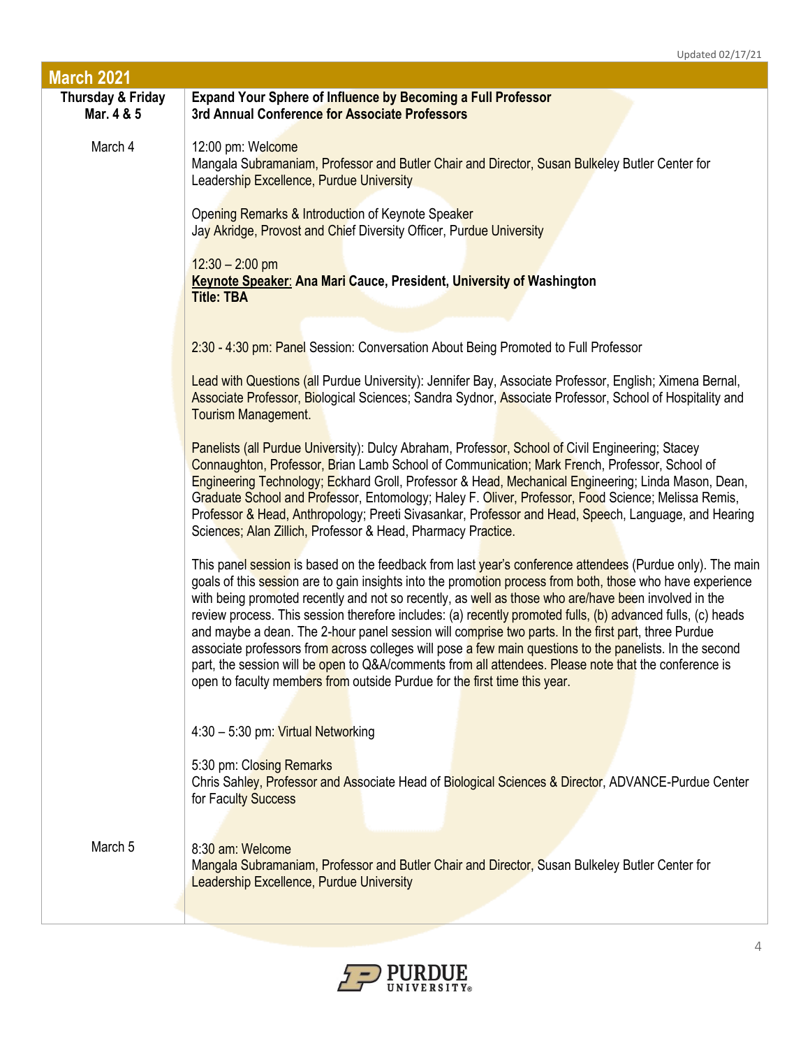Updated 02/17/21

| March 2021 | |
|---|---|
| **Thursday & Friday Mar. 4 & 5** | **Expand Your Sphere of Influence by Becoming a Full Professor**<br>**3rd Annual Conference for Associate Professors** |
| March 4 | 12:00 pm: Welcome<br>Mangala Subramaniam, Professor and Butler Chair and Director, Susan Bulkeley Butler Center for Leadership Excellence, Purdue University<br><br>Opening Remarks & Introduction of Keynote Speaker<br>Jay Akridge, Provost and Chief Diversity Officer, Purdue University<br><br>12:30 – 2:00 pm<br>**Keynote Speaker: Ana Mari Cauce, President, University of Washington**<br>**Title: TBA**<br><br>2:30 - 4:30 pm: Panel Session: Conversation About Being Promoted to Full Professor<br><br>Lead with Questions (all Purdue University): Jennifer Bay, Associate Professor, English; Ximena Bernal, Associate Professor, Biological Sciences; Sandra Sydnor, Associate Professor, School of Hospitality and Tourism Management.<br><br>Panelists (all Purdue University): Dulcy Abraham, Professor, School of Civil Engineering; Stacey Connaughton, Professor, Brian Lamb School of Communication; Mark French, Professor, School of Engineering Technology; Eckhard Groll, Professor & Head, Mechanical Engineering; Linda Mason, Dean, Graduate School and Professor, Entomology; Haley F. Oliver, Professor, Food Science; Melissa Remis, Professor & Head, Anthropology; Preeti Sivasankar, Professor and Head, Speech, Language, and Hearing Sciences; Alan Zillich, Professor & Head, Pharmacy Practice.<br><br>This panel session is based on the feedback from last year's conference attendees (Purdue only). The main goals of this session are to gain insights into the promotion process from both, those who have experience with being promoted recently and not so recently, as well as those who are/have been involved in the review process. This session therefore includes: (a) recently promoted fulls, (b) advanced fulls, (c) heads and maybe a dean. The 2-hour panel session will comprise two parts. In the first part, three Purdue associate professors from across colleges will pose a few main questions to the panelists. In the second part, the session will be open to Q&A/comments from all attendees. Please note that the conference is open to faculty members from outside Purdue for the first time this year.<br><br>4:30 – 5:30 pm: Virtual Networking<br><br>5:30 pm: Closing Remarks<br>Chris Sahley, Professor and Associate Head of Biological Sciences & Director, ADVANCE-Purdue Center for Faculty Success |
| March 5 | 8:30 am: Welcome<br>Mangala Subramaniam, Professor and Butler Chair and Director, Susan Bulkeley Butler Center for Leadership Excellence, Purdue University |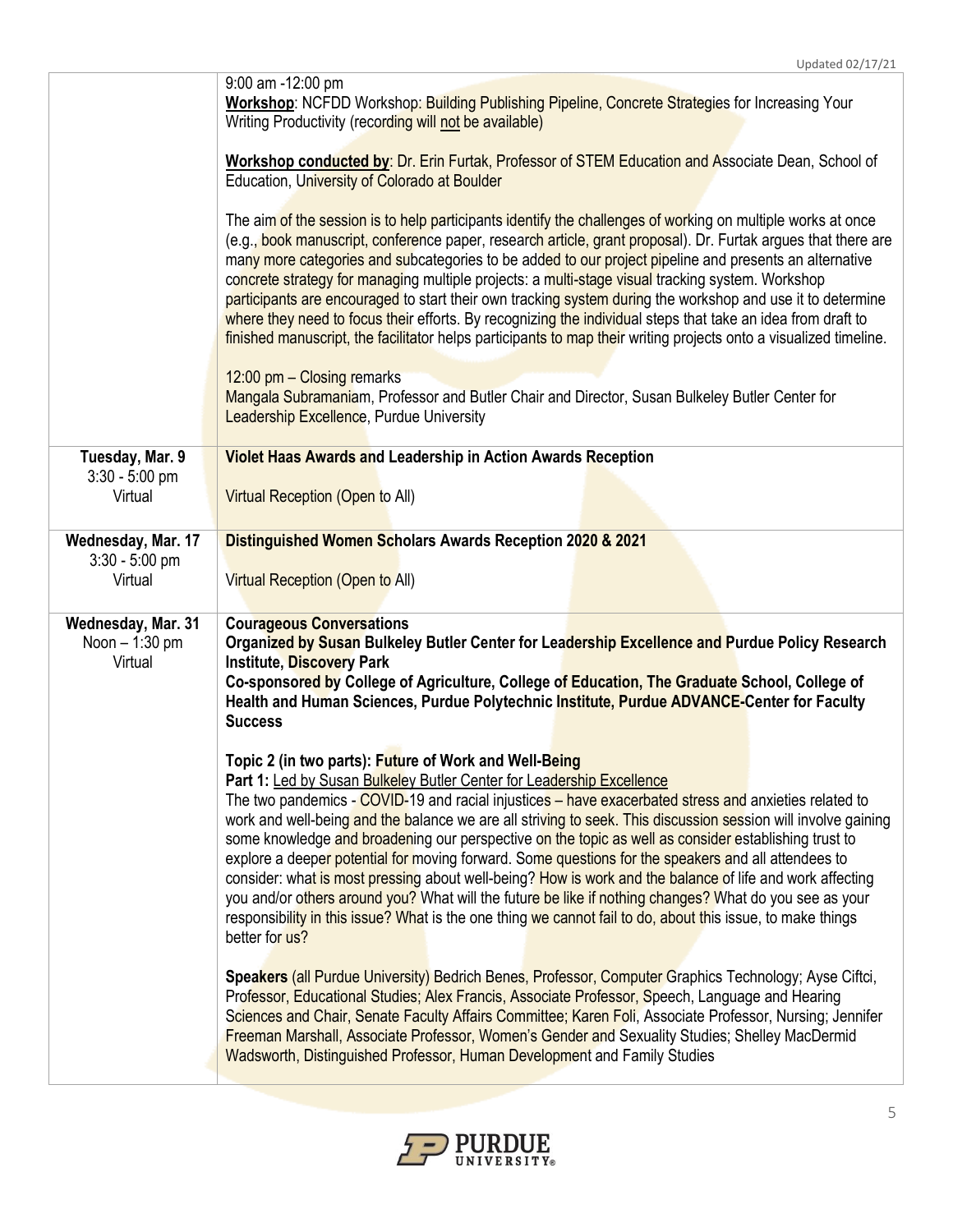| | |
|---|---|
| | 9:00 am -12:00 pm<br>**Workshop**: NCFDD Workshop: Building Publishing Pipeline, Concrete Strategies for Increasing Your Writing Productivity (recording will not be available)<br><br>**Workshop conducted by**: Dr. Erin Furtak, Professor of STEM Education and Associate Dean, School of Education, University of Colorado at Boulder<br><br>The aim of the session is to help participants identify the challenges of working on multiple works at once (e.g., book manuscript, conference paper, research article, grant proposal). Dr. Furtak argues that there are many more categories and subcategories to be added to our project pipeline and presents an alternative concrete strategy for managing multiple projects: a multi-stage visual tracking system. Workshop participants are encouraged to start their own tracking system during the workshop and use it to determine where they need to focus their efforts. By recognizing the individual steps that take an idea from draft to finished manuscript, the facilitator helps participants to map their writing projects onto a visualized timeline.<br><br>12:00 pm – Closing remarks<br>Mangala Subramaniam, Professor and Butler Chair and Director, Susan Bulkeley Butler Center for Leadership Excellence, Purdue University |
| **Tuesday, Mar. 9**<br>3:30 - 5:00 pm<br>Virtual | **Violet Haas Awards and Leadership in Action Awards Reception**<br><br>Virtual Reception (Open to All) |
| **Wednesday, Mar. 17**<br>3:30 - 5:00 pm<br>Virtual | **Distinguished Women Scholars Awards Reception 2020 & 2021**<br><br>Virtual Reception (Open to All) |
| **Wednesday, Mar. 31**<br>Noon – 1:30 pm<br>Virtual | **Courageous Conversations**<br>**Organized by Susan Bulkeley Butler Center for Leadership Excellence and Purdue Policy Research Institute, Discovery Park**<br>**Co-sponsored by College of Agriculture, College of Education, The Graduate School, College of Health and Human Sciences, Purdue Polytechnic Institute, Purdue ADVANCE-Center for Faculty Success**<br><br>**Topic 2 (in two parts): Future of Work and Well-Being**<br>**Part 1:** Led by Susan Bulkeley Butler Center for Leadership Excellence<br>The two pandemics - COVID-19 and racial injustices – have exacerbated stress and anxieties related to work and well-being and the balance we are all striving to seek. This discussion session will involve gaining some knowledge and broadening our perspective on the topic as well as consider establishing trust to explore a deeper potential for moving forward. Some questions for the speakers and all attendees to consider: what is most pressing about well-being? How is work and the balance of life and work affecting you and/or others around you? What will the future be like if nothing changes? What do you see as your responsibility in this issue? What is the one thing we cannot fail to do, about this issue, to make things better for us?<br><br>**Speakers** (all Purdue University) Bedrich Benes, Professor, Computer Graphics Technology; Ayse Ciftci, Professor, Educational Studies; Alex Francis, Associate Professor, Speech, Language and Hearing Sciences and Chair, Senate Faculty Affairs Committee; Karen Foli, Associate Professor, Nursing; Jennifer Freeman Marshall, Associate Professor, Women's Gender and Sexuality Studies; Shelley MacDermid Wadsworth, Distinguished Professor, Human Development and Family Studies |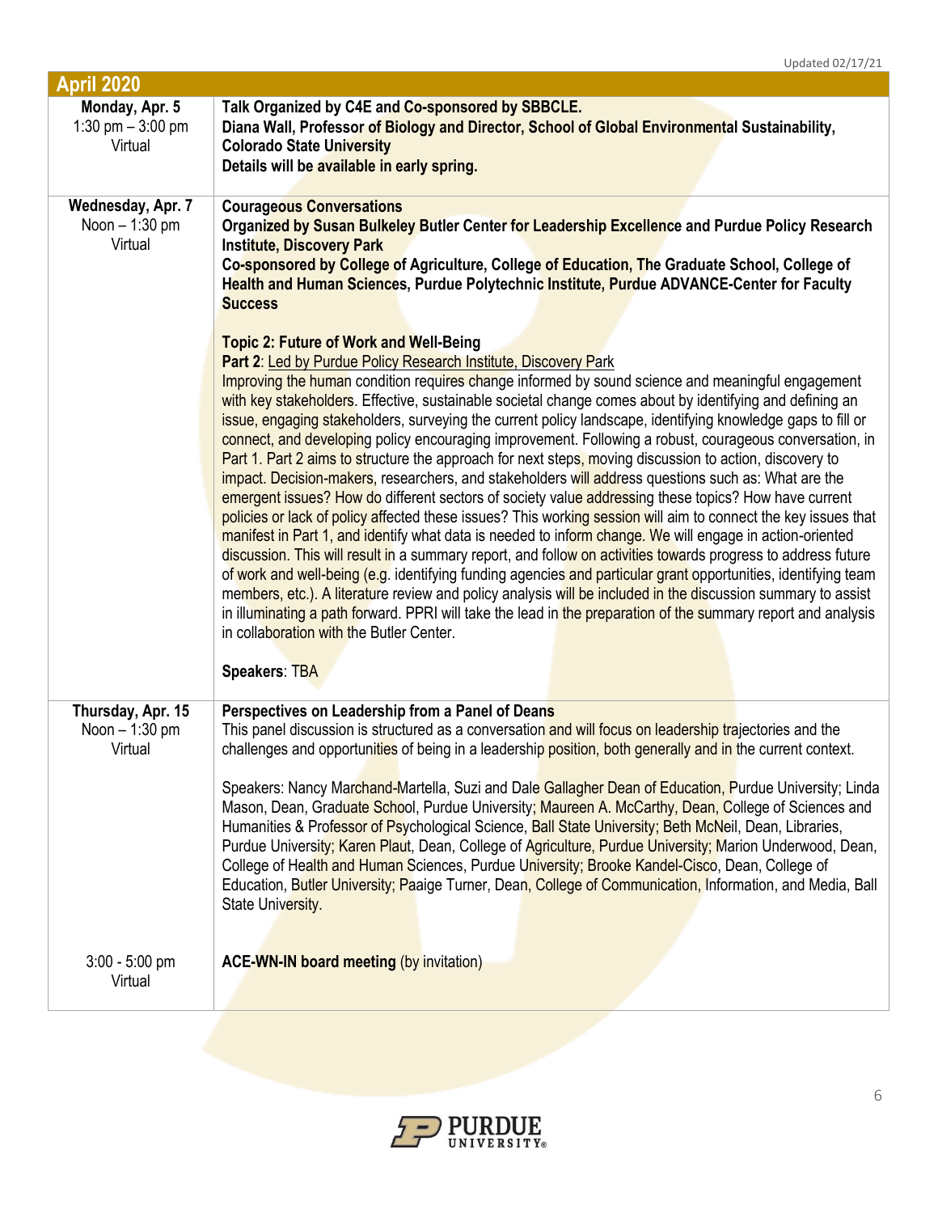## April 2020

| | |
|---|---|
| **Monday, Apr. 5**<br>1:30 pm – 3:00 pm<br>Virtual | **Talk Organized by C4E and Co-sponsored by SBBCLE.**<br>**Diana Wall, Professor of Biology and Director, School of Global Environmental Sustainability, Colorado State University**<br>**Details will be available in early spring.** |
| **Wednesday, Apr. 7**<br>Noon – 1:30 pm<br>Virtual | **Courageous Conversations**<br>**Organized by Susan Bulkeley Butler Center for Leadership Excellence and Purdue Policy Research Institute, Discovery Park**<br>**Co-sponsored by College of Agriculture, College of Education, The Graduate School, College of Health and Human Sciences, Purdue Polytechnic Institute, Purdue ADVANCE-Center for Faculty Success**<br><br>**Topic 2: Future of Work and Well-Being**<br>**Part 2**: Led by Purdue Policy Research Institute, Discovery Park<br>Improving the human condition requires change informed by sound science and meaningful engagement with key stakeholders. Effective, sustainable societal change comes about by identifying and defining an issue, engaging stakeholders, surveying the current policy landscape, identifying knowledge gaps to fill or connect, and developing policy encouraging improvement. Following a robust, courageous conversation, in Part 1. Part 2 aims to structure the approach for next steps, moving discussion to action, discovery to impact. Decision-makers, researchers, and stakeholders will address questions such as: What are the emergent issues? How do different sectors of society value addressing these topics? How have current policies or lack of policy affected these issues? This working session will aim to connect the key issues that manifest in Part 1, and identify what data is needed to inform change. We will engage in action-oriented discussion. This will result in a summary report, and follow on activities towards progress to address future of work and well-being (e.g. identifying funding agencies and particular grant opportunities, identifying team members, etc.). A literature review and policy analysis will be included in the discussion summary to assist in illuminating a path forward. PPRI will take the lead in the preparation of the summary report and analysis in collaboration with the Butler Center.<br><br>**Speakers**: TBA |
| **Thursday, Apr. 15**<br>Noon – 1:30 pm<br>Virtual | **Perspectives on Leadership from a Panel of Deans**<br>This panel discussion is structured as a conversation and will focus on leadership trajectories and the challenges and opportunities of being in a leadership position, both generally and in the current context.<br><br>Speakers: Nancy Marchand-Martella, Suzi and Dale Gallagher Dean of Education, Purdue University; Linda Mason, Dean, Graduate School, Purdue University; Maureen A. McCarthy, Dean, College of Sciences and Humanities & Professor of Psychological Science, Ball State University; Beth McNeil, Dean, Libraries, Purdue University; Karen Plaut, Dean, College of Agriculture, Purdue University; Marion Underwood, Dean, College of Health and Human Sciences, Purdue University; Brooke Kandel-Cisco, Dean, College of Education, Butler University; Paaige Turner, Dean, College of Communication, Information, and Media, Ball State University. |
| 3:00 - 5:00 pm<br>Virtual | **ACE-WN-IN board meeting** (by invitation) |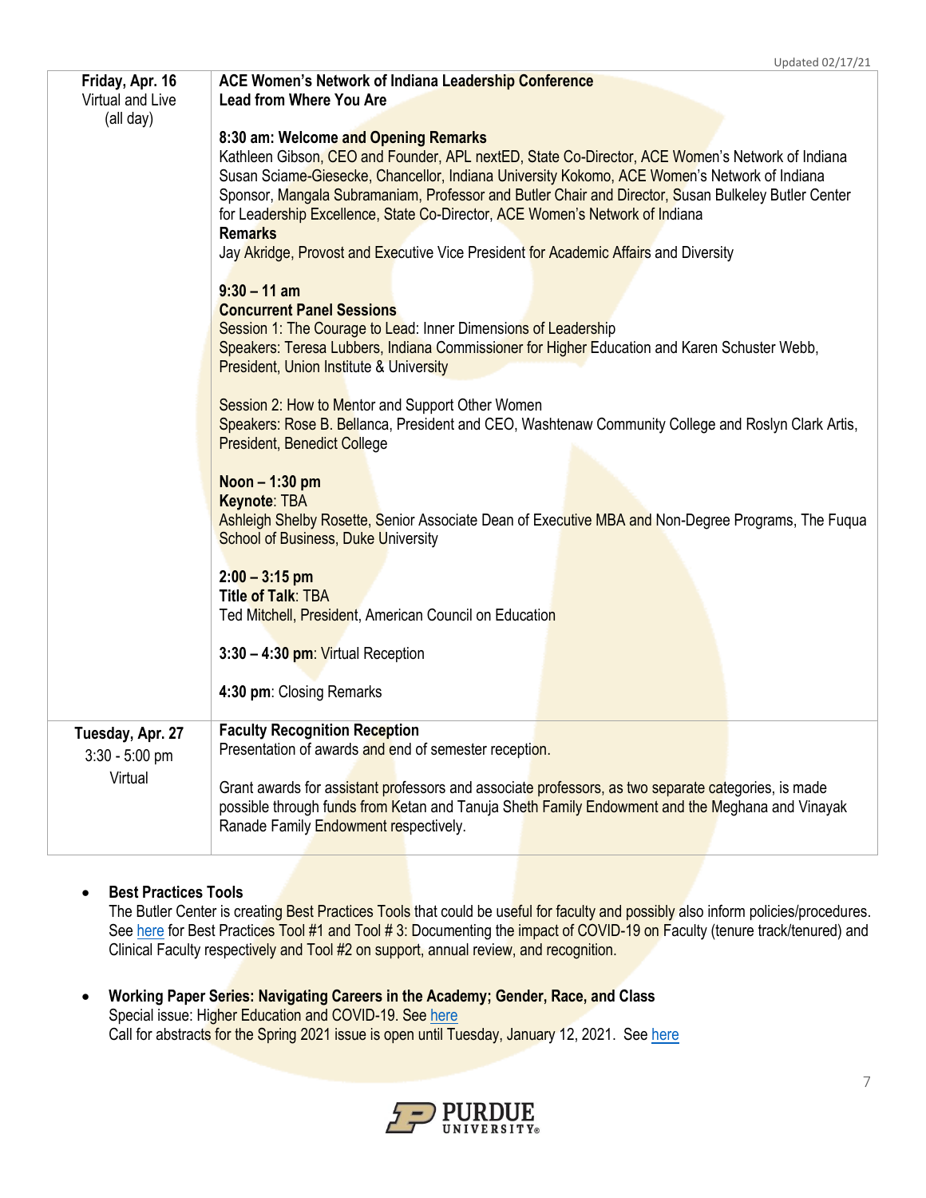| | |
|---|---|
| **Friday, Apr. 16**<br>Virtual and Live<br>(all day) | **ACE Women's Network of Indiana Leadership Conference**<br>**Lead from Where You Are**<br><br>**8:30 am: Welcome and Opening Remarks**<br>Kathleen Gibson, CEO and Founder, APL nextED, State Co-Director, ACE Women's Network of Indiana<br>Susan Sciame-Giesecke, Chancellor, Indiana University Kokomo, ACE Women's Network of Indiana Sponsor, Mangala Subramaniam, Professor and Butler Chair and Director, Susan Bulkeley Butler Center for Leadership Excellence, State Co-Director, ACE Women's Network of Indiana<br>**Remarks**<br>Jay Akridge, Provost and Executive Vice President for Academic Affairs and Diversity<br><br>**9:30 – 11 am**<br>**Concurrent Panel Sessions**<br>Session 1: The Courage to Lead: Inner Dimensions of Leadership<br>Speakers: Teresa Lubbers, Indiana Commissioner for Higher Education and Karen Schuster Webb, President, Union Institute & University<br><br>Session 2: How to Mentor and Support Other Women<br>Speakers: Rose B. Bellanca, President and CEO, Washtenaw Community College and Roslyn Clark Artis, President, Benedict College<br><br>**Noon – 1:30 pm**<br>**Keynote**: TBA<br>Ashleigh Shelby Rosette, Senior Associate Dean of Executive MBA and Non-Degree Programs, The Fuqua School of Business, Duke University<br><br>**2:00 – 3:15 pm**<br>**Title of Talk**: TBA<br>Ted Mitchell, President, American Council on Education<br><br>**3:30 – 4:30 pm**: Virtual Reception<br><br>**4:30 pm**: Closing Remarks |
| **Tuesday, Apr. 27**<br>3:30 - 5:00 pm<br>Virtual | **Faculty Recognition Reception**<br>Presentation of awards and end of semester reception.<br><br>Grant awards for assistant professors and associate professors, as two separate categories, is made possible through funds from Ketan and Tanuja Sheth Family Endowment and the Meghana and Vinayak Ranade Family Endowment respectively. |

- **Best Practices Tools**
  The Butler Center is creating Best Practices Tools that could be useful for faculty and possibly also inform policies/procedures. See here for Best Practices Tool #1 and Tool # 3: Documenting the impact of COVID-19 on Faculty (tenure track/tenured) and Clinical Faculty respectively and Tool #2 on support, annual review, and recognition.

- **Working Paper Series: Navigating Careers in the Academy; Gender, Race, and Class**
  Special issue: Higher Education and COVID-19. See here
  Call for abstracts for the Spring 2021 issue is open until Tuesday, January 12, 2021. See here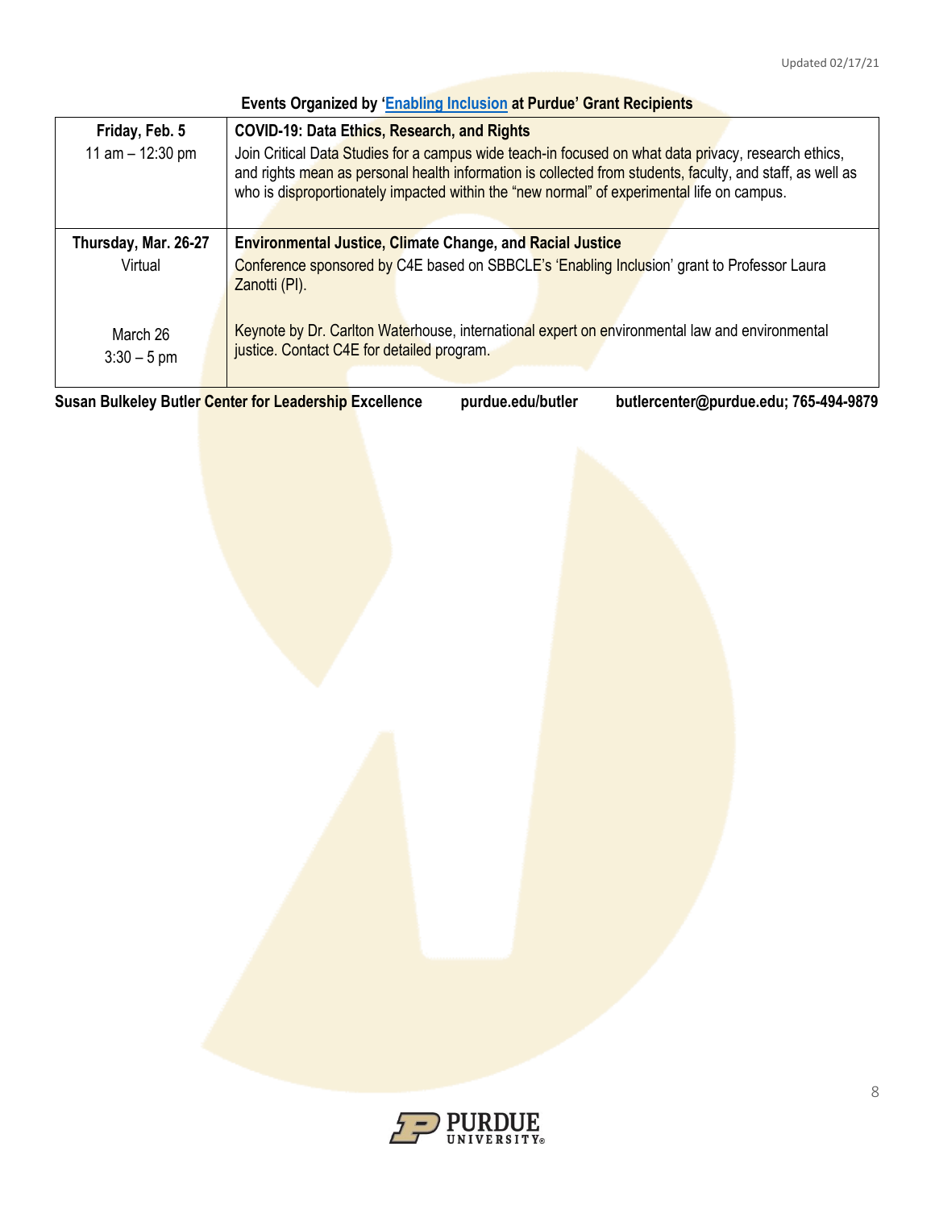**Events Organized by 'Enabling Inclusion at Purdue' Grant Recipients**

| | |
|---|---|
| **Friday, Feb. 5**<br>11 am – 12:30 pm | **COVID-19: Data Ethics, Research, and Rights**<br>Join Critical Data Studies for a campus wide teach-in focused on what data privacy, research ethics, and rights mean as personal health information is collected from students, faculty, and staff, as well as who is disproportionately impacted within the "new normal" of experimental life on campus. |
| **Thursday, Mar. 26-27**<br>Virtual<br><br>March 26<br>3:30 – 5 pm | **Environmental Justice, Climate Change, and Racial Justice**<br>Conference sponsored by C4E based on SBBCLE's 'Enabling Inclusion' grant to Professor Laura Zanotti (PI).<br><br>Keynote by Dr. Carlton Waterhouse, international expert on environmental law and environmental justice. Contact C4E for detailed program. |

**Susan Bulkeley Butler Center for Leadership Excellence** **purdue.edu/butler** **butlercenter@purdue.edu; 765-494-9879**